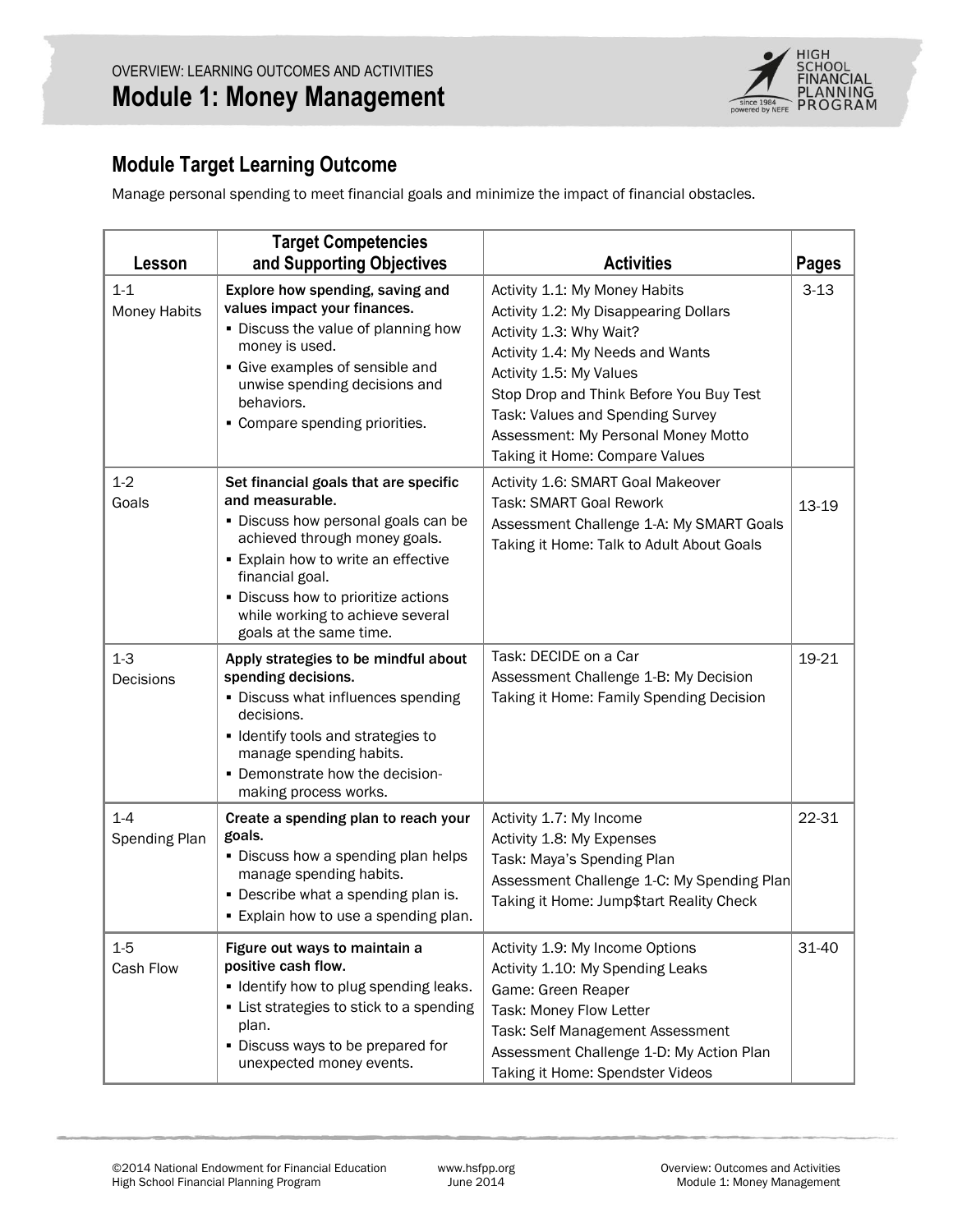OVERVIEW: LEARNING OUTCOMES AND ACTIVITIES

# Module 1: Money Management

## Module Target Learning Outcome

Manage personal spending to meet financial goals and minimize the impact of financial obstacles.

| Lesson | Target Competencies and Supporting Objectives | Activities | Pages |
|---|---|---|---|
| 1-1 Money Habits | **Explore how spending, saving and values impact your finances.**<br>▪ Discuss the value of planning how money is used.<br>▪ Give examples of sensible and unwise spending decisions and behaviors.<br>▪ Compare spending priorities. | Activity 1.1: My Money Habits<br>Activity 1.2: My Disappearing Dollars<br>Activity 1.3: Why Wait?<br>Activity 1.4: My Needs and Wants<br>Activity 1.5: My Values<br>Stop Drop and Think Before You Buy Test<br>Task: Values and Spending Survey<br>Assessment: My Personal Money Motto<br>Taking it Home: Compare Values | 3-13 |
| 1-2 Goals | **Set financial goals that are specific and measurable.**<br>▪ Discuss how personal goals can be achieved through money goals.<br>▪ Explain how to write an effective financial goal.<br>▪ Discuss how to prioritize actions while working to achieve several goals at the same time. | Activity 1.6: SMART Goal Makeover<br>Task: SMART Goal Rework<br>Assessment Challenge 1-A: My SMART Goals<br>Taking it Home: Talk to Adult About Goals | 13-19 |
| 1-3 Decisions | **Apply strategies to be mindful about spending decisions.**<br>▪ Discuss what influences spending decisions.<br>▪ Identify tools and strategies to manage spending habits.<br>▪ Demonstrate how the decision-making process works. | Task: DECIDE on a Car<br>Assessment Challenge 1-B: My Decision<br>Taking it Home: Family Spending Decision | 19-21 |
| 1-4 Spending Plan | **Create a spending plan to reach your goals.**<br>▪ Discuss how a spending plan helps manage spending habits.<br>▪ Describe what a spending plan is.<br>▪ Explain how to use a spending plan. | Activity 1.7: My Income<br>Activity 1.8: My Expenses<br>Task: Maya's Spending Plan<br>Assessment Challenge 1-C: My Spending Plan<br>Taking it Home: Jump$tart Reality Check | 22-31 |
| 1-5 Cash Flow | **Figure out ways to maintain a positive cash flow.**<br>▪ Identify how to plug spending leaks.<br>▪ List strategies to stick to a spending plan.<br>▪ Discuss ways to be prepared for unexpected money events. | Activity 1.9: My Income Options<br>Activity 1.10: My Spending Leaks<br>Game: Green Reaper<br>Task: Money Flow Letter<br>Task: Self Management Assessment<br>Assessment Challenge 1-D: My Action Plan<br>Taking it Home: Spendster Videos | 31-40 |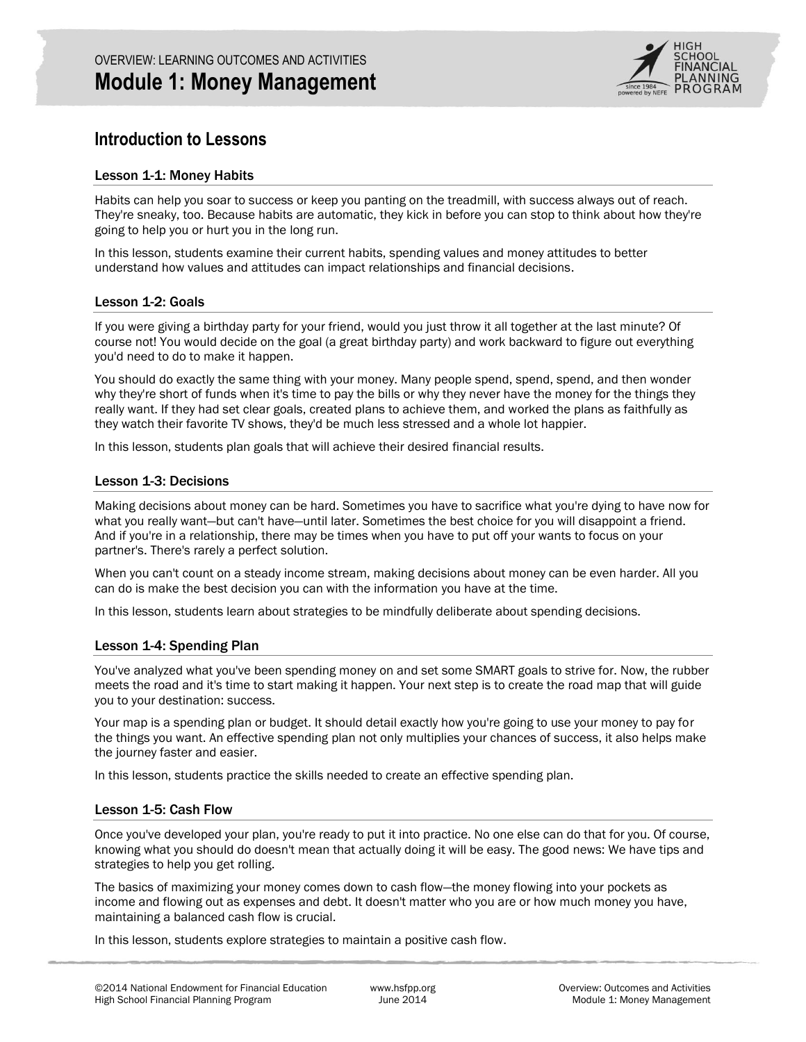OVERVIEW: LEARNING OUTCOMES AND ACTIVITIES

# Module 1: Money Management

## Introduction to Lessons

### Lesson 1-1: Money Habits

Habits can help you soar to success or keep you panting on the treadmill, with success always out of reach. They're sneaky, too. Because habits are automatic, they kick in before you can stop to think about how they're going to help you or hurt you in the long run.

In this lesson, students examine their current habits, spending values and money attitudes to better understand how values and attitudes can impact relationships and financial decisions.

### Lesson 1-2: Goals

If you were giving a birthday party for your friend, would you just throw it all together at the last minute? Of course not! You would decide on the goal (a great birthday party) and work backward to figure out everything you'd need to do to make it happen.

You should do exactly the same thing with your money. Many people spend, spend, spend, and then wonder why they're short of funds when it's time to pay the bills or why they never have the money for the things they really want. If they had set clear goals, created plans to achieve them, and worked the plans as faithfully as they watch their favorite TV shows, they'd be much less stressed and a whole lot happier.

In this lesson, students plan goals that will achieve their desired financial results.

### Lesson 1-3: Decisions

Making decisions about money can be hard. Sometimes you have to sacrifice what you're dying to have now for what you really want—but can't have—until later. Sometimes the best choice for you will disappoint a friend. And if you're in a relationship, there may be times when you have to put off your wants to focus on your partner's. There's rarely a perfect solution.

When you can't count on a steady income stream, making decisions about money can be even harder. All you can do is make the best decision you can with the information you have at the time.

In this lesson, students learn about strategies to be mindfully deliberate about spending decisions.

### Lesson 1-4: Spending Plan

You've analyzed what you've been spending money on and set some SMART goals to strive for. Now, the rubber meets the road and it's time to start making it happen. Your next step is to create the road map that will guide you to your destination: success.

Your map is a spending plan or budget. It should detail exactly how you're going to use your money to pay for the things you want. An effective spending plan not only multiplies your chances of success, it also helps make the journey faster and easier.

In this lesson, students practice the skills needed to create an effective spending plan.

### Lesson 1-5: Cash Flow

Once you've developed your plan, you're ready to put it into practice. No one else can do that for you. Of course, knowing what you should do doesn't mean that actually doing it will be easy. The good news: We have tips and strategies to help you get rolling.

The basics of maximizing your money comes down to cash flow—the money flowing into your pockets as income and flowing out as expenses and debt. It doesn't matter who you are or how much money you have, maintaining a balanced cash flow is crucial.

In this lesson, students explore strategies to maintain a positive cash flow.